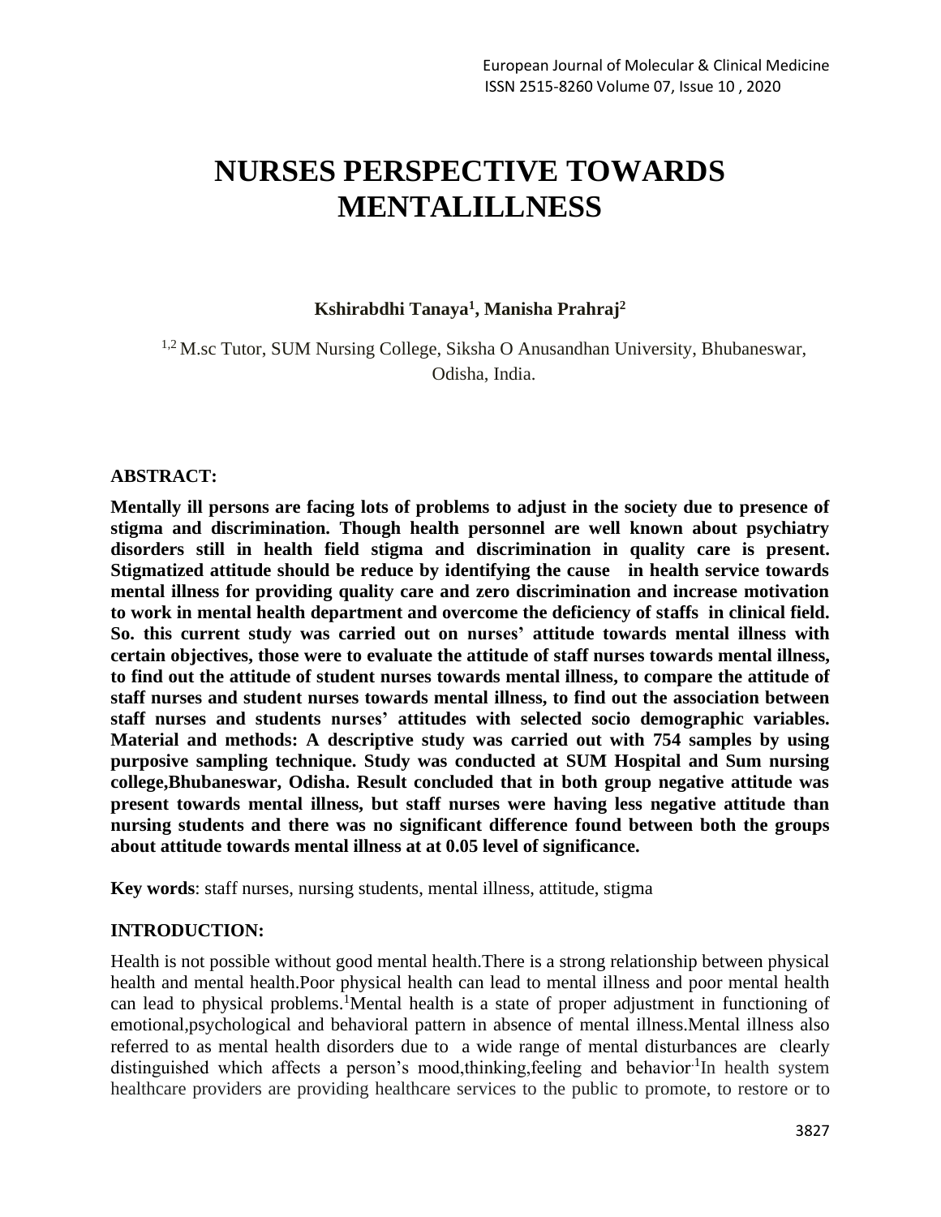# NURSES PERSPECTIVE TOWARDS MENTALILLNESS

**Kshirabdhi Tanaya[1], Manisha Prahraj[2]**

[1,2] M.sc Tutor, SUM Nursing College, Siksha O Anusandhan University, Bhubaneswar, Odisha, India.

**ABSTRACT:**

**Mentally ill persons are facing lots of problems to adjust in the society due to presence of stigma and discrimination. Though health personnel are well known about psychiatry disorders still in health field stigma and discrimination in quality care is present. Stigmatized attitude should be reduce by identifying the cause in health service towards mental illness for providing quality care and zero discrimination and increase motivation to work in mental health department and overcome the deficiency of staffs in clinical field. So. this current study was carried out on nurses' attitude towards mental illness with certain objectives, those were to evaluate the attitude of staff nurses towards mental illness, to find out the attitude of student nurses towards mental illness, to compare the attitude of staff nurses and student nurses towards mental illness, to find out the association between staff nurses and students nurses' attitudes with selected socio demographic variables. Material and methods: A descriptive study was carried out with 754 samples by using purposive sampling technique. Study was conducted at SUM Hospital and Sum nursing college,Bhubaneswar, Odisha. Result concluded that in both group negative attitude was present towards mental illness, but staff nurses were having less negative attitude than nursing students and there was no significant difference found between both the groups about attitude towards mental illness at at 0.05 level of significance.**

**Key words**: staff nurses, nursing students, mental illness, attitude, stigma

**INTRODUCTION:**

Health is not possible without good mental health.There is a strong relationship between physical health and mental health.Poor physical health can lead to mental illness and poor mental health can lead to physical problems.[1]Mental health is a state of proper adjustment in functioning of emotional,psychological and behavioral pattern in absence of mental illness.Mental illness also referred to as mental health disorders due to a wide range of mental disturbances are clearly distinguished which affects a person's mood,thinking,feeling and behavior.[1]In health system healthcare providers are providing healthcare services to the public to promote, to restore or to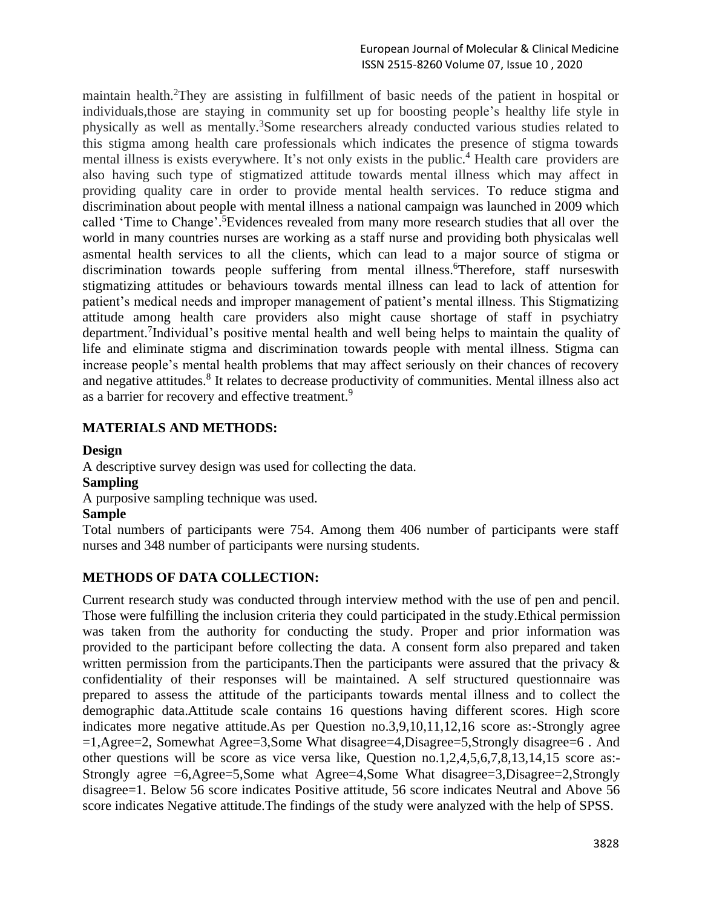maintain health.[2]They are assisting in fulfillment of basic needs of the patient in hospital or individuals,those are staying in community set up for boosting people's healthy life style in physically as well as mentally.[3]Some researchers already conducted various studies related to this stigma among health care professionals which indicates the presence of stigma towards mental illness is exists everywhere. It's not only exists in the public.[4] Health care providers are also having such type of stigmatized attitude towards mental illness which may affect in providing quality care in order to provide mental health services. To reduce stigma and discrimination about people with mental illness a national campaign was launched in 2009 which called 'Time to Change'.[5]Evidences revealed from many more research studies that all over the world in many countries nurses are working as a staff nurse and providing both physicalas well asmental health services to all the clients, which can lead to a major source of stigma or discrimination towards people suffering from mental illness.[6]Therefore, staff nurseswith stigmatizing attitudes or behaviours towards mental illness can lead to lack of attention for patient's medical needs and improper management of patient's mental illness. This Stigmatizing attitude among health care providers also might cause shortage of staff in psychiatry department.[7]Individual's positive mental health and well being helps to maintain the quality of life and eliminate stigma and discrimination towards people with mental illness. Stigma can increase people's mental health problems that may affect seriously on their chances of recovery and negative attitudes.[8] It relates to decrease productivity of communities. Mental illness also act as a barrier for recovery and effective treatment.[9]

## MATERIALS AND METHODS:

**Design**

A descriptive survey design was used for collecting the data.

**Sampling**

A purposive sampling technique was used.

**Sample**

Total numbers of participants were 754. Among them 406 number of participants were staff nurses and 348 number of participants were nursing students.

## METHODS OF DATA COLLECTION:

Current research study was conducted through interview method with the use of pen and pencil. Those were fulfilling the inclusion criteria they could participated in the study.Ethical permission was taken from the authority for conducting the study. Proper and prior information was provided to the participant before collecting the data. A consent form also prepared and taken written permission from the participants.Then the participants were assured that the privacy & confidentiality of their responses will be maintained. A self structured questionnaire was prepared to assess the attitude of the participants towards mental illness and to collect the demographic data.Attitude scale contains 16 questions having different scores. High score indicates more negative attitude.As per Question no.3,9,10,11,12,16 score as:-Strongly agree =1,Agree=2, Somewhat Agree=3,Some What disagree=4,Disagree=5,Strongly disagree=6 . And other questions will be score as vice versa like, Question no.1,2,4,5,6,7,8,13,14,15 score as:- Strongly agree =6,Agree=5,Some what Agree=4,Some What disagree=3,Disagree=2,Strongly disagree=1. Below 56 score indicates Positive attitude, 56 score indicates Neutral and Above 56 score indicates Negative attitude.The findings of the study were analyzed with the help of SPSS.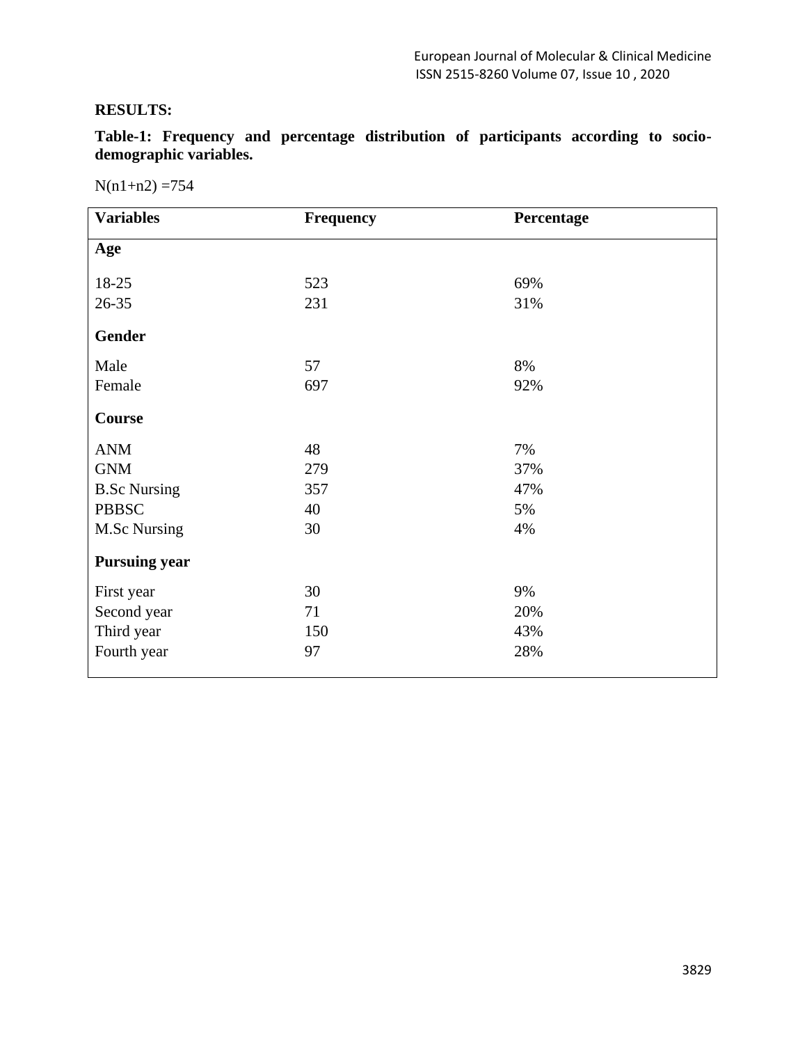## RESULTS:

**Table-1: Frequency and percentage distribution of participants according to socio-demographic variables.**

N(n1+n2) =754

| Variables | Frequency | Percentage |
| --- | --- | --- |
| **Age** | | |
| 18-25 | 523 | 69% |
| 26-35 | 231 | 31% |
| **Gender** | | |
| Male | 57 | 8% |
| Female | 697 | 92% |
| **Course** | | |
| ANM | 48 | 7% |
| GNM | 279 | 37% |
| B.Sc Nursing | 357 | 47% |
| PBBSC | 40 | 5% |
| M.Sc Nursing | 30 | 4% |
| **Pursuing year** | | |
| First year | 30 | 9% |
| Second year | 71 | 20% |
| Third year | 150 | 43% |
| Fourth year | 97 | 28% |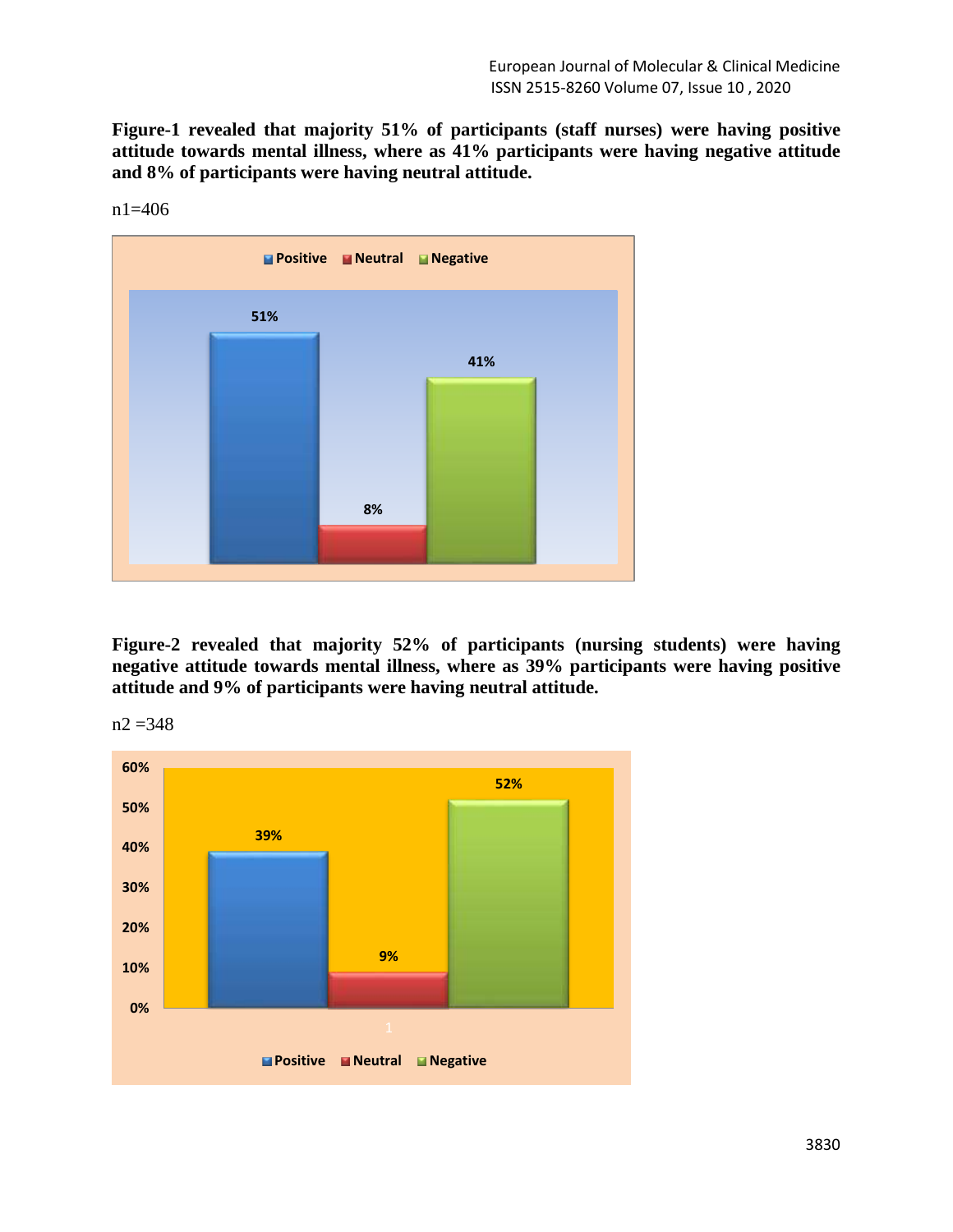**Figure-1 revealed that majority 51% of participants (staff nurses) were having positive attitude towards mental illness, where as 41% participants were having negative attitude and 8% of participants were having neutral attitude.**

n1=406

**Figure-2 revealed that majority 52% of participants (nursing students) were having negative attitude towards mental illness, where as 39% participants were having positive attitude and 9% of participants were having neutral attitude.**

n2 =348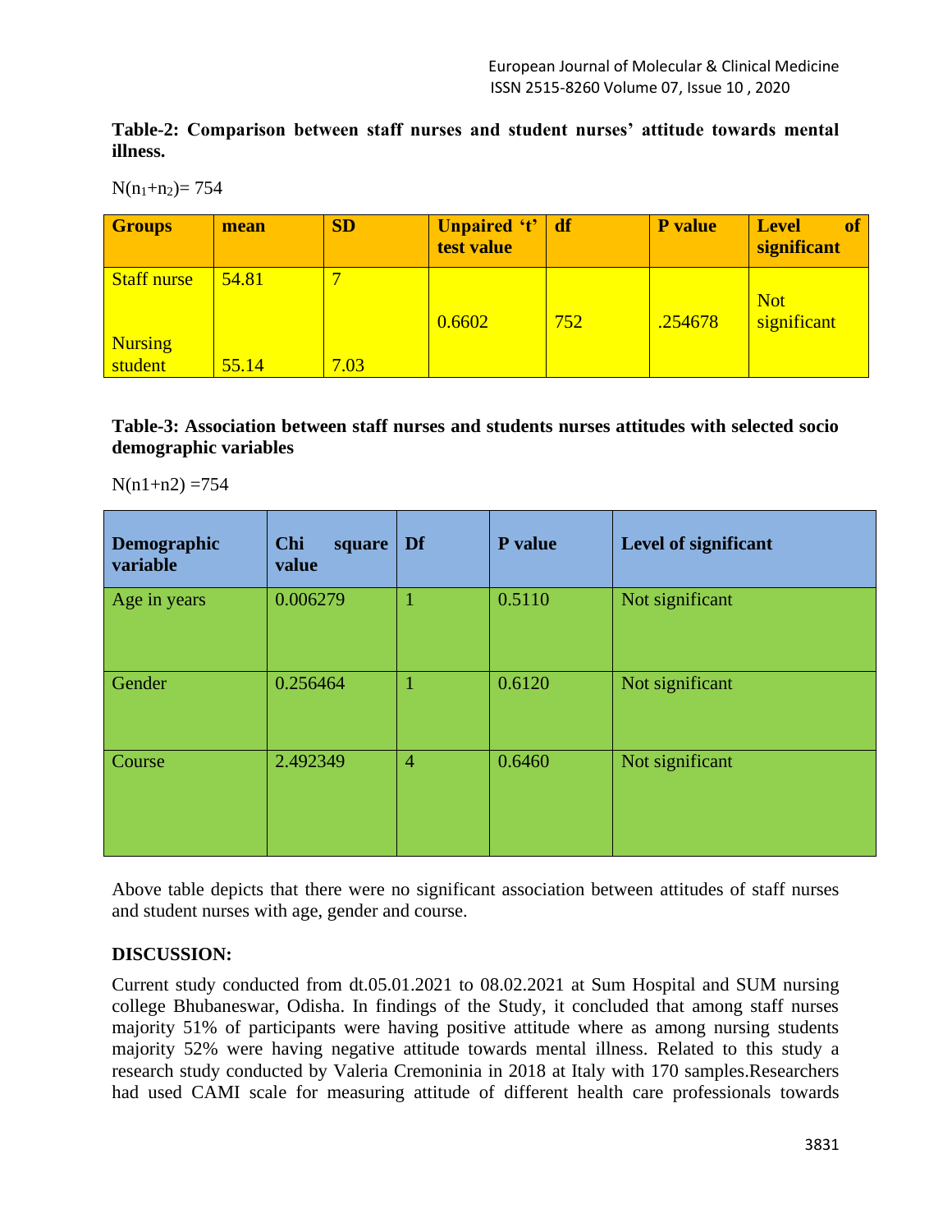**Table-2: Comparison between staff nurses and student nurses' attitude towards mental illness.**

$N(n_1+n_2)= 754$

| Groups | mean | SD | Unpaired 't' test value | df | P value | Level of significant |
|---|---|---|---|---|---|---|
| Staff nurse | 54.81 | 7 | 0.6602 | 752 | .254678 | Not significant |
| Nursing student | 55.14 | 7.03 | | | | |

**Table-3: Association between staff nurses and students nurses attitudes with selected socio demographic variables**

N(n1+n2) =754

| Demographic variable | Chi square value | Df | P value | Level of significant |
|---|---|---|---|---|
| Age in years | 0.006279 | 1 | 0.5110 | Not significant |
| Gender | 0.256464 | 1 | 0.6120 | Not significant |
| Course | 2.492349 | 4 | 0.6460 | Not significant |

Above table depicts that there were no significant association between attitudes of staff nurses and student nurses with age, gender and course.

## DISCUSSION:

Current study conducted from dt.05.01.2021 to 08.02.2021 at Sum Hospital and SUM nursing college Bhubaneswar, Odisha. In findings of the Study, it concluded that among staff nurses majority 51% of participants were having positive attitude where as among nursing students majority 52% were having negative attitude towards mental illness. Related to this study a research study conducted by Valeria Cremoninia in 2018 at Italy with 170 samples.Researchers had used CAMI scale for measuring attitude of different health care professionals towards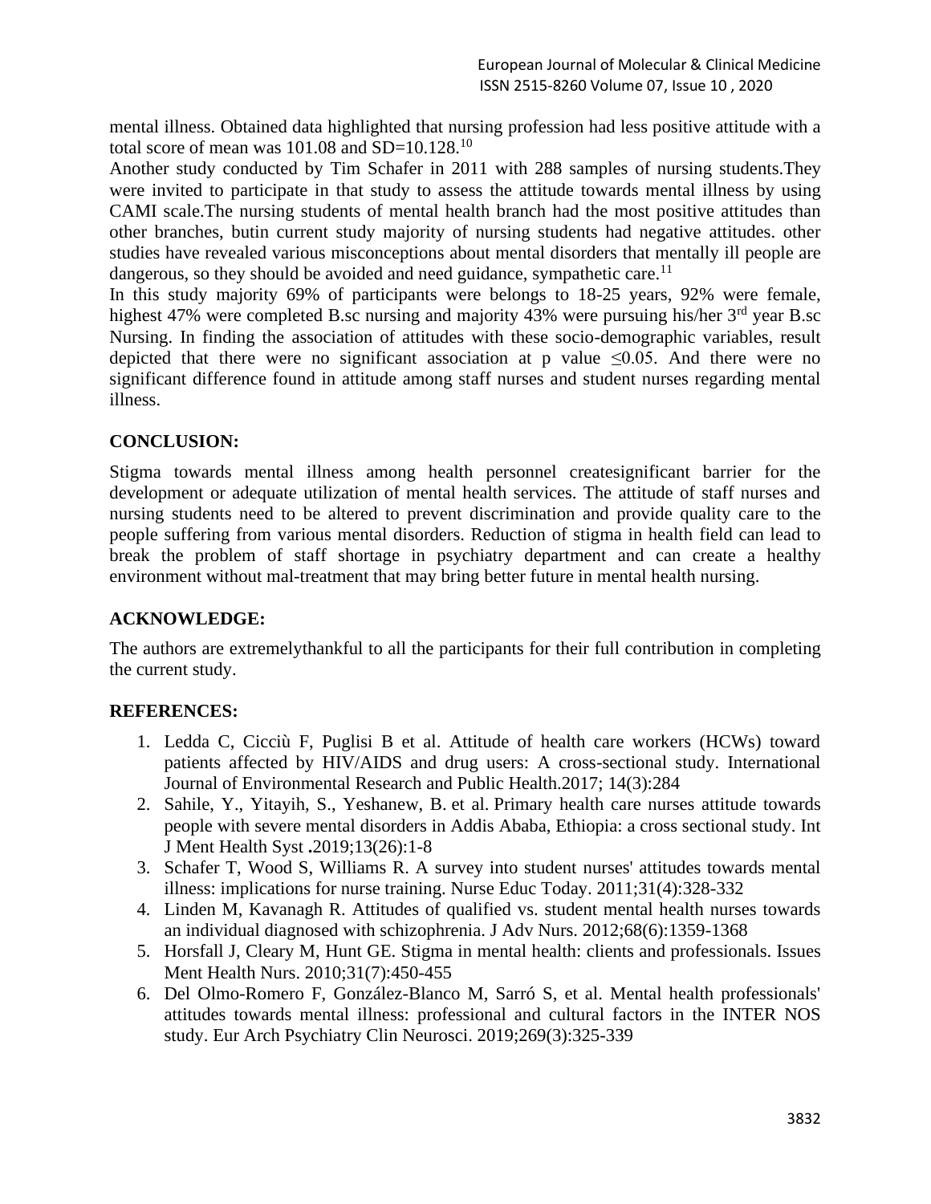mental illness. Obtained data highlighted that nursing profession had less positive attitude with a total score of mean was 101.08 and SD=10.128.[10]

Another study conducted by Tim Schafer in 2011 with 288 samples of nursing students.They were invited to participate in that study to assess the attitude towards mental illness by using CAMI scale.The nursing students of mental health branch had the most positive attitudes than other branches, butin current study majority of nursing students had negative attitudes. other studies have revealed various misconceptions about mental disorders that mentally ill people are dangerous, so they should be avoided and need guidance, sympathetic care.[11]

In this study majority 69% of participants were belongs to 18-25 years, 92% were female, highest 47% were completed B.sc nursing and majority 43% were pursuing his/her 3rd year B.sc Nursing. In finding the association of attitudes with these socio-demographic variables, result depicted that there were no significant association at p value $\leq 0.05$. And there were no significant difference found in attitude among staff nurses and student nurses regarding mental illness.

## CONCLUSION:

Stigma towards mental illness among health personnel createsignificant barrier for the development or adequate utilization of mental health services. The attitude of staff nurses and nursing students need to be altered to prevent discrimination and provide quality care to the people suffering from various mental disorders. Reduction of stigma in health field can lead to break the problem of staff shortage in psychiatry department and can create a healthy environment without mal-treatment that may bring better future in mental health nursing.

## ACKNOWLEDGE:

The authors are extremelythankful to all the participants for their full contribution in completing the current study.

## REFERENCES:

1. Ledda C, Cicciù F, Puglisi B et al. Attitude of health care workers (HCWs) toward patients affected by HIV/AIDS and drug users: A cross-sectional study. International Journal of Environmental Research and Public Health.2017; 14(3):284
2. Sahile, Y., Yitayih, S., Yeshanew, B. et al. Primary health care nurses attitude towards people with severe mental disorders in Addis Ababa, Ethiopia: a cross sectional study. Int J Ment Health Syst **.**2019;13(26):1-8
3. Schafer T, Wood S, Williams R. A survey into student nurses' attitudes towards mental illness: implications for nurse training. Nurse Educ Today. 2011;31(4):328-332
4. Linden M, Kavanagh R. Attitudes of qualified vs. student mental health nurses towards an individual diagnosed with schizophrenia. J Adv Nurs. 2012;68(6):1359-1368
5. Horsfall J, Cleary M, Hunt GE. Stigma in mental health: clients and professionals. Issues Ment Health Nurs. 2010;31(7):450-455
6. Del Olmo-Romero F, González-Blanco M, Sarró S, et al. Mental health professionals' attitudes towards mental illness: professional and cultural factors in the INTER NOS study. Eur Arch Psychiatry Clin Neurosci. 2019;269(3):325-339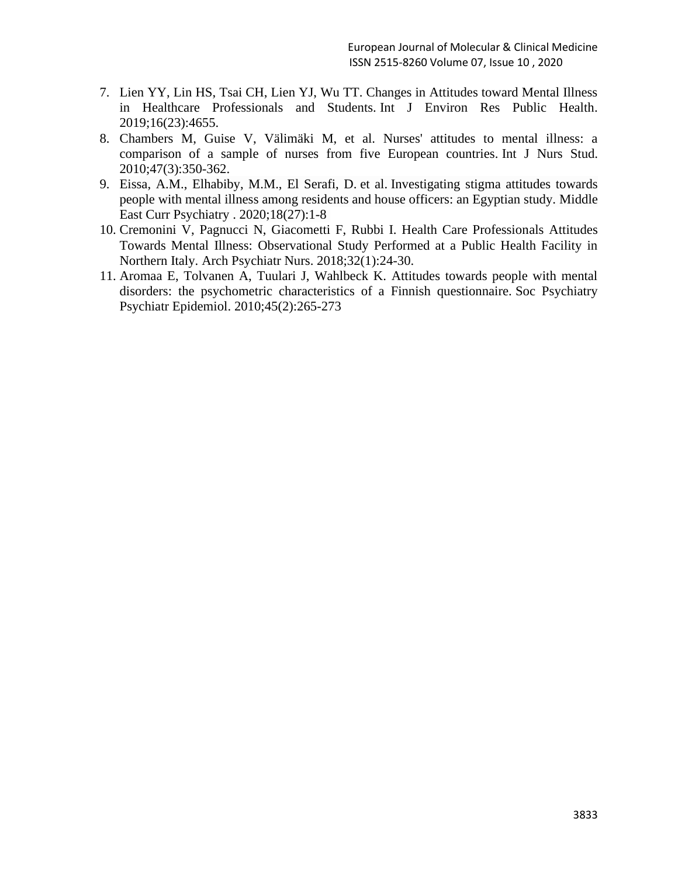7. Lien YY, Lin HS, Tsai CH, Lien YJ, Wu TT. Changes in Attitudes toward Mental Illness in Healthcare Professionals and Students. Int J Environ Res Public Health. 2019;16(23):4655.
8. Chambers M, Guise V, Välimäki M, et al. Nurses' attitudes to mental illness: a comparison of a sample of nurses from five European countries. Int J Nurs Stud. 2010;47(3):350-362.
9. Eissa, A.M., Elhabiby, M.M., El Serafi, D. et al. Investigating stigma attitudes towards people with mental illness among residents and house officers: an Egyptian study. Middle East Curr Psychiatry . 2020;18(27):1-8
10. Cremonini V, Pagnucci N, Giacometti F, Rubbi I. Health Care Professionals Attitudes Towards Mental Illness: Observational Study Performed at a Public Health Facility in Northern Italy. Arch Psychiatr Nurs. 2018;32(1):24-30.
11. Aromaa E, Tolvanen A, Tuulari J, Wahlbeck K. Attitudes towards people with mental disorders: the psychometric characteristics of a Finnish questionnaire. Soc Psychiatry Psychiatr Epidemiol. 2010;45(2):265-273